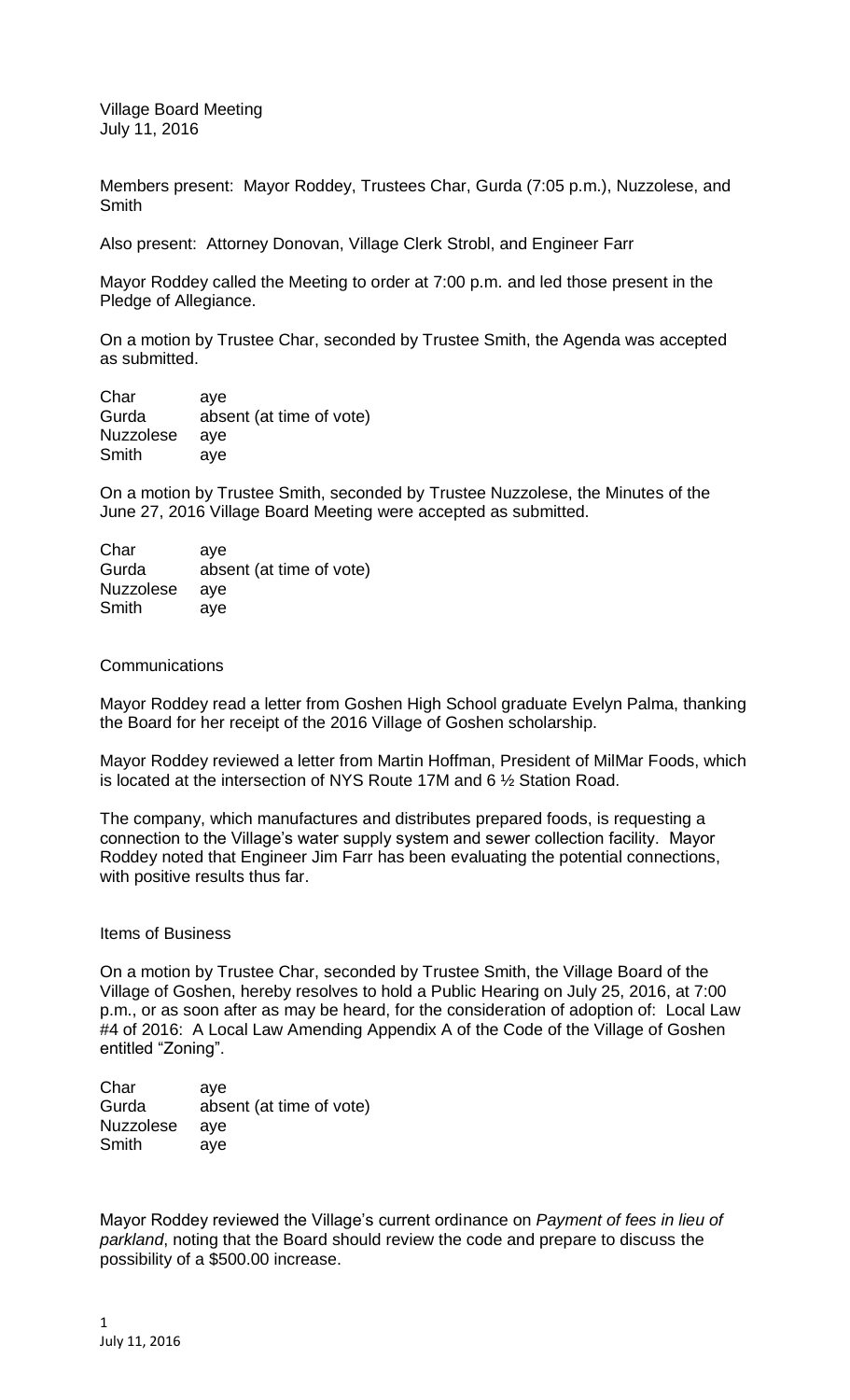Village Board Meeting
July 11, 2016

Members present: Mayor Roddey, Trustees Char, Gurda (7:05 p.m.), Nuzzolese, and Smith

Also present: Attorney Donovan, Village Clerk Strobl, and Engineer Farr

Mayor Roddey called the Meeting to order at 7:00 p.m. and led those present in the Pledge of Allegiance.

On a motion by Trustee Char, seconded by Trustee Smith, the Agenda was accepted as submitted.

| | |
|---|---|
| Char | aye |
| Gurda | absent (at time of vote) |
| Nuzzolese | aye |
| Smith | aye |

On a motion by Trustee Smith, seconded by Trustee Nuzzolese, the Minutes of the June 27, 2016 Village Board Meeting were accepted as submitted.

| | |
|---|---|
| Char | aye |
| Gurda | absent (at time of vote) |
| Nuzzolese | aye |
| Smith | aye |

Communications

Mayor Roddey read a letter from Goshen High School graduate Evelyn Palma, thanking the Board for her receipt of the 2016 Village of Goshen scholarship.

Mayor Roddey reviewed a letter from Martin Hoffman, President of MilMar Foods, which is located at the intersection of NYS Route 17M and 6 ½ Station Road.

The company, which manufactures and distributes prepared foods, is requesting a connection to the Village's water supply system and sewer collection facility. Mayor Roddey noted that Engineer Jim Farr has been evaluating the potential connections, with positive results thus far.

Items of Business

On a motion by Trustee Char, seconded by Trustee Smith, the Village Board of the Village of Goshen, hereby resolves to hold a Public Hearing on July 25, 2016, at 7:00 p.m., or as soon after as may be heard, for the consideration of adoption of: Local Law #4 of 2016: A Local Law Amending Appendix A of the Code of the Village of Goshen entitled "Zoning".

| | |
|---|---|
| Char | aye |
| Gurda | absent (at time of vote) |
| Nuzzolese | aye |
| Smith | aye |

Mayor Roddey reviewed the Village's current ordinance on *Payment of fees in lieu of parkland*, noting that the Board should review the code and prepare to discuss the possibility of a $500.00 increase.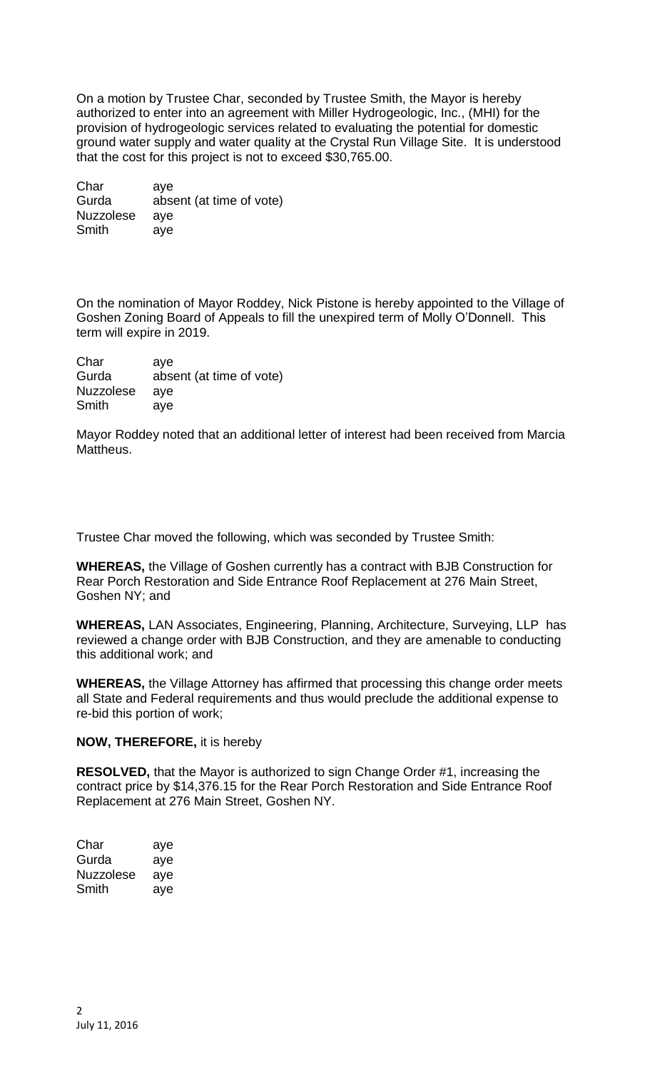On a motion by Trustee Char, seconded by Trustee Smith, the Mayor is hereby authorized to enter into an agreement with Miller Hydrogeologic, Inc., (MHI) for the provision of hydrogeologic services related to evaluating the potential for domestic ground water supply and water quality at the Crystal Run Village Site. It is understood that the cost for this project is not to exceed $30,765.00.

| | |
|---|---|
| Char | aye |
| Gurda | absent (at time of vote) |
| Nuzzolese | aye |
| Smith | aye |

On the nomination of Mayor Roddey, Nick Pistone is hereby appointed to the Village of Goshen Zoning Board of Appeals to fill the unexpired term of Molly O'Donnell. This term will expire in 2019.

| | |
|---|---|
| Char | aye |
| Gurda | absent (at time of vote) |
| Nuzzolese | aye |
| Smith | aye |

Mayor Roddey noted that an additional letter of interest had been received from Marcia Mattheus.

Trustee Char moved the following, which was seconded by Trustee Smith:

**WHEREAS,** the Village of Goshen currently has a contract with BJB Construction for Rear Porch Restoration and Side Entrance Roof Replacement at 276 Main Street, Goshen NY; and

**WHEREAS,** LAN Associates, Engineering, Planning, Architecture, Surveying, LLP has reviewed a change order with BJB Construction, and they are amenable to conducting this additional work; and

**WHEREAS,** the Village Attorney has affirmed that processing this change order meets all State and Federal requirements and thus would preclude the additional expense to re-bid this portion of work;

**NOW, THEREFORE,** it is hereby

**RESOLVED,** that the Mayor is authorized to sign Change Order #1, increasing the contract price by $14,376.15 for the Rear Porch Restoration and Side Entrance Roof Replacement at 276 Main Street, Goshen NY.

| | |
|---|---|
| Char | aye |
| Gurda | aye |
| Nuzzolese | aye |
| Smith | aye |

July 11, 2016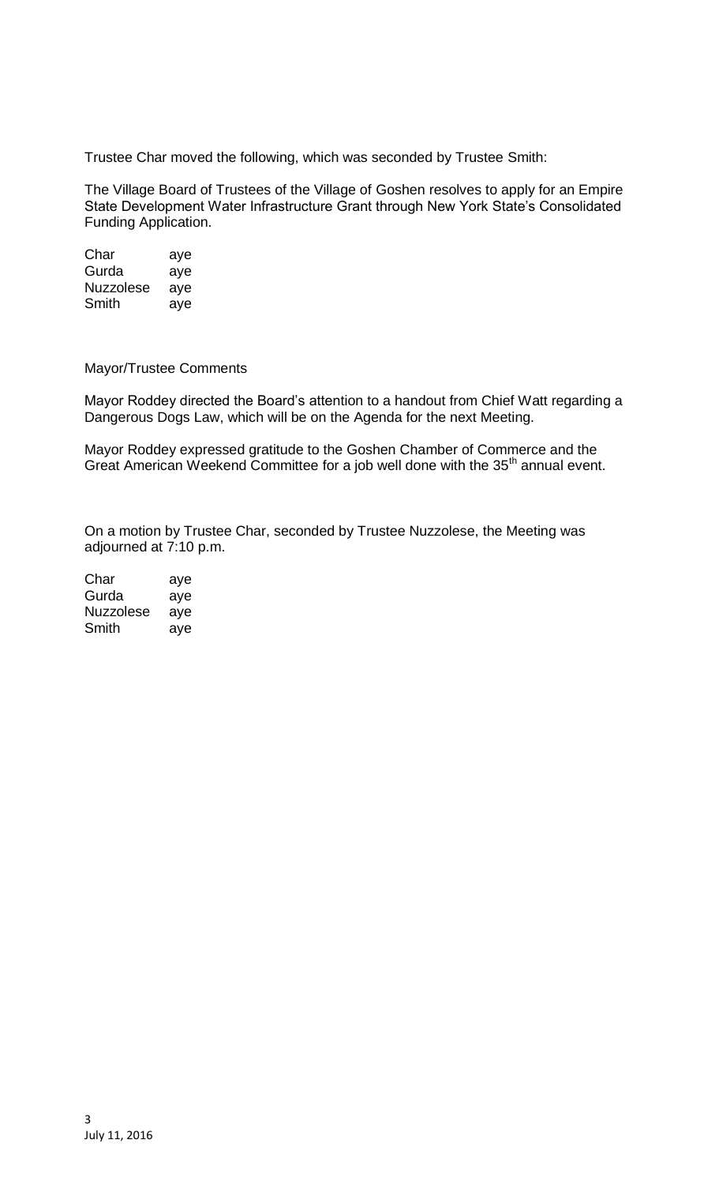Trustee Char moved the following, which was seconded by Trustee Smith:

The Village Board of Trustees of the Village of Goshen resolves to apply for an Empire State Development Water Infrastructure Grant through New York State's Consolidated Funding Application.

| | |
|---|---|
| Char | aye |
| Gurda | aye |
| Nuzzolese | aye |
| Smith | aye |

Mayor/Trustee Comments

Mayor Roddey directed the Board's attention to a handout from Chief Watt regarding a Dangerous Dogs Law, which will be on the Agenda for the next Meeting.

Mayor Roddey expressed gratitude to the Goshen Chamber of Commerce and the Great American Weekend Committee for a job well done with the 35th annual event.

On a motion by Trustee Char, seconded by Trustee Nuzzolese, the Meeting was adjourned at 7:10 p.m.

| | |
|---|---|
| Char | aye |
| Gurda | aye |
| Nuzzolese | aye |
| Smith | aye |

July 11, 2016